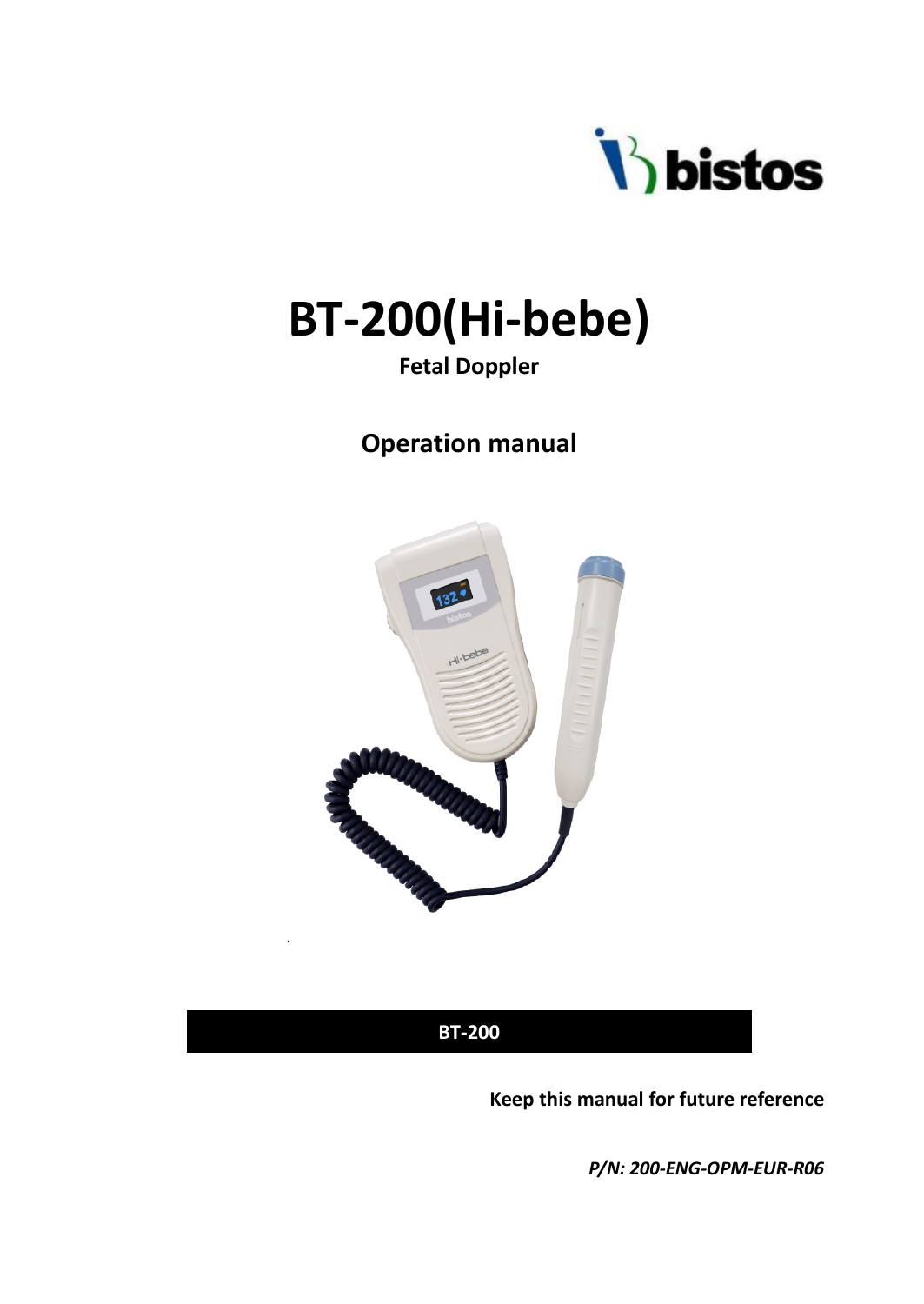bistos

# BT-200(Hi-bebe)

**Fetal Doppler**

## Operation manual

**BT-200**

**Keep this manual for future reference**

***P/N: 200-ENG-OPM-EUR-R06***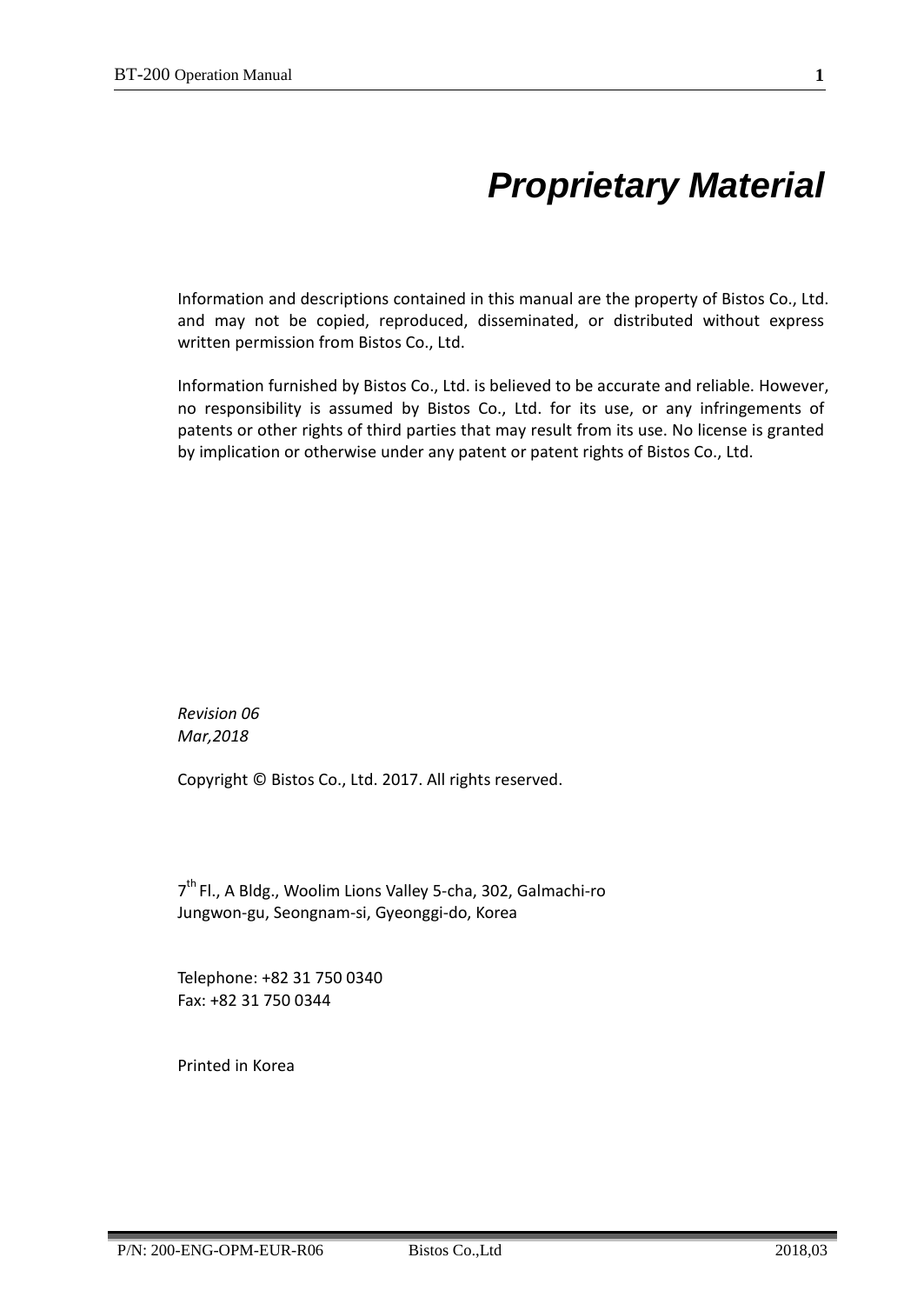# *Proprietary Material*

Information and descriptions contained in this manual are the property of Bistos Co., Ltd. and may not be copied, reproduced, disseminated, or distributed without express written permission from Bistos Co., Ltd.

Information furnished by Bistos Co., Ltd. is believed to be accurate and reliable. However, no responsibility is assumed by Bistos Co., Ltd. for its use, or any infringements of patents or other rights of third parties that may result from its use. No license is granted by implication or otherwise under any patent or patent rights of Bistos Co., Ltd.

*Revision 06*
*Mar,2018*

Copyright © Bistos Co., Ltd. 2017. All rights reserved.

7th Fl., A Bldg., Woolim Lions Valley 5-cha, 302, Galmachi-ro
Jungwon-gu, Seongnam-si, Gyeonggi-do, Korea

Telephone: +82 31 750 0340
Fax: +82 31 750 0344

Printed in Korea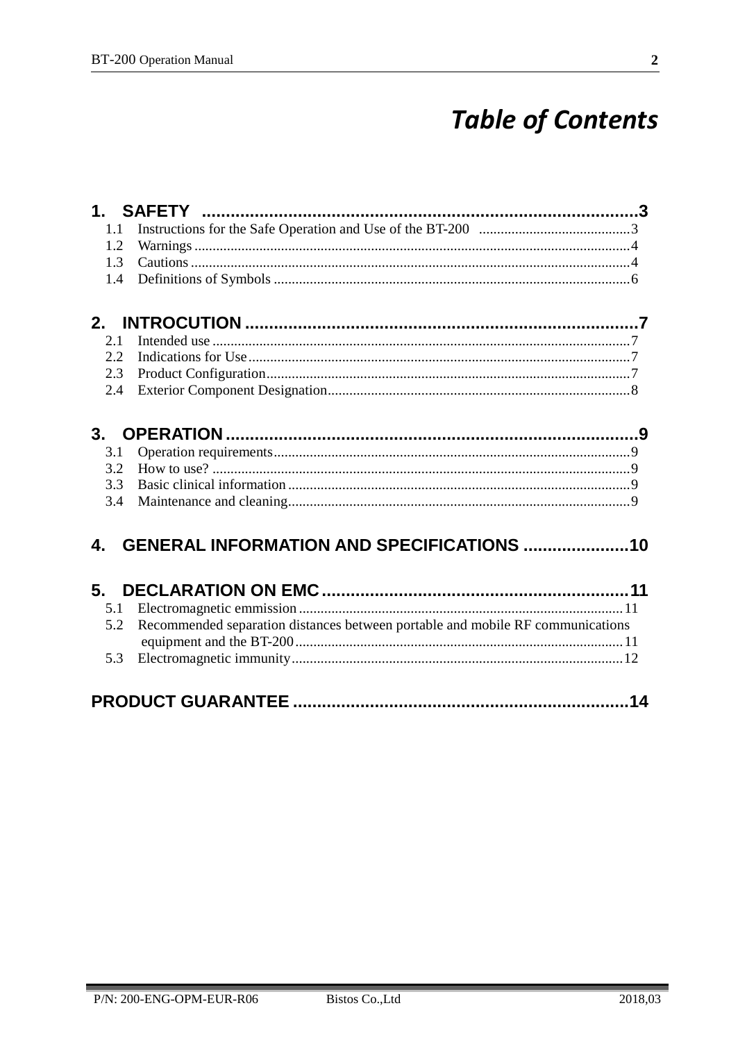# Table of Contents

**1. SAFETY ............................................................................3**

- 1.1 Instructions for the Safe Operation and Use of the BT-200 ..........................................3
- 1.2 Warnings .........................................................................................................................4
- 1.3 Cautions ..........................................................................................................................4
- 1.4 Definitions of Symbols ...................................................................................................6

**2. INTROCUTION ..................................................................................7**

- 2.1 Intended use ....................................................................................................................7
- 2.2 Indications for Use ..........................................................................................................7
- 2.3 Product Configuration.....................................................................................................7
- 2.4 Exterior Component Designation....................................................................................8

**3. OPERATION .......................................................................................9**

- 3.1 Operation requirements...................................................................................................9
- 3.2 How to use? ....................................................................................................................9
- 3.3 Basic clinical information...............................................................................................9
- 3.4 Maintenance and cleaning...............................................................................................9

**4. GENERAL INFORMATION AND SPECIFICATIONS ......................10**

**5. DECLARATION ON EMC.................................................................11**

- 5.1 Electromagnetic emmission ..........................................................................................11
- 5.2 Recommended separation distances between portable and mobile RF communications equipment and the BT-200...........................................................................................11
- 5.3 Electromagnetic immunity............................................................................................12

**PRODUCT GUARANTEE ......................................................................14**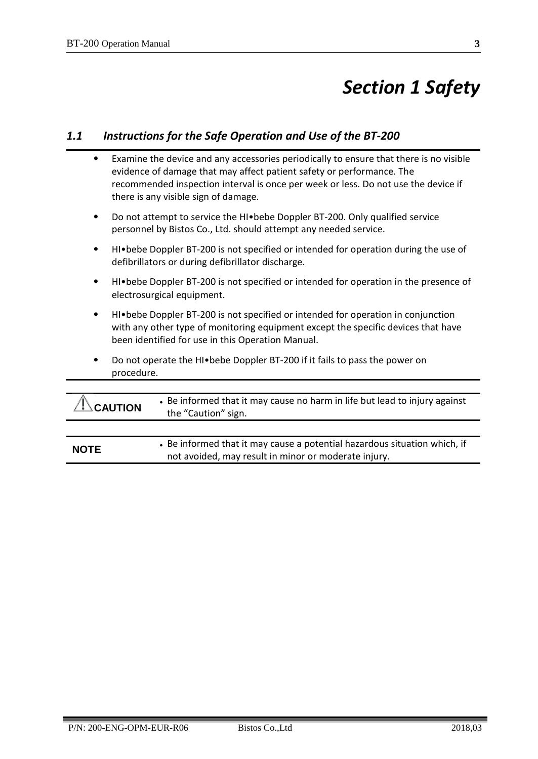# Section 1 Safety

## 1.1 Instructions for the Safe Operation and Use of the BT-200

- Examine the device and any accessories periodically to ensure that there is no visible evidence of damage that may affect patient safety or performance. The recommended inspection interval is once per week or less. Do not use the device if there is any visible sign of damage.
- Do not attempt to service the HI•bebe Doppler BT-200. Only qualified service personnel by Bistos Co., Ltd. should attempt any needed service.
- HI•bebe Doppler BT-200 is not specified or intended for operation during the use of defibrillators or during defibrillator discharge.
- HI•bebe Doppler BT-200 is not specified or intended for operation in the presence of electrosurgical equipment.
- HI•bebe Doppler BT-200 is not specified or intended for operation in conjunction with any other type of monitoring equipment except the specific devices that have been identified for use in this Operation Manual.
- Do not operate the HI•bebe Doppler BT-200 if it fails to pass the power on procedure.

| | |
|---|---|
| ⚠ **CAUTION** | • Be informed that it may cause no harm in life but lead to injury against the "Caution" sign. |

| | |
|---|---|
| **NOTE** | • Be informed that it may cause a potential hazardous situation which, if not avoided, may result in minor or moderate injury. |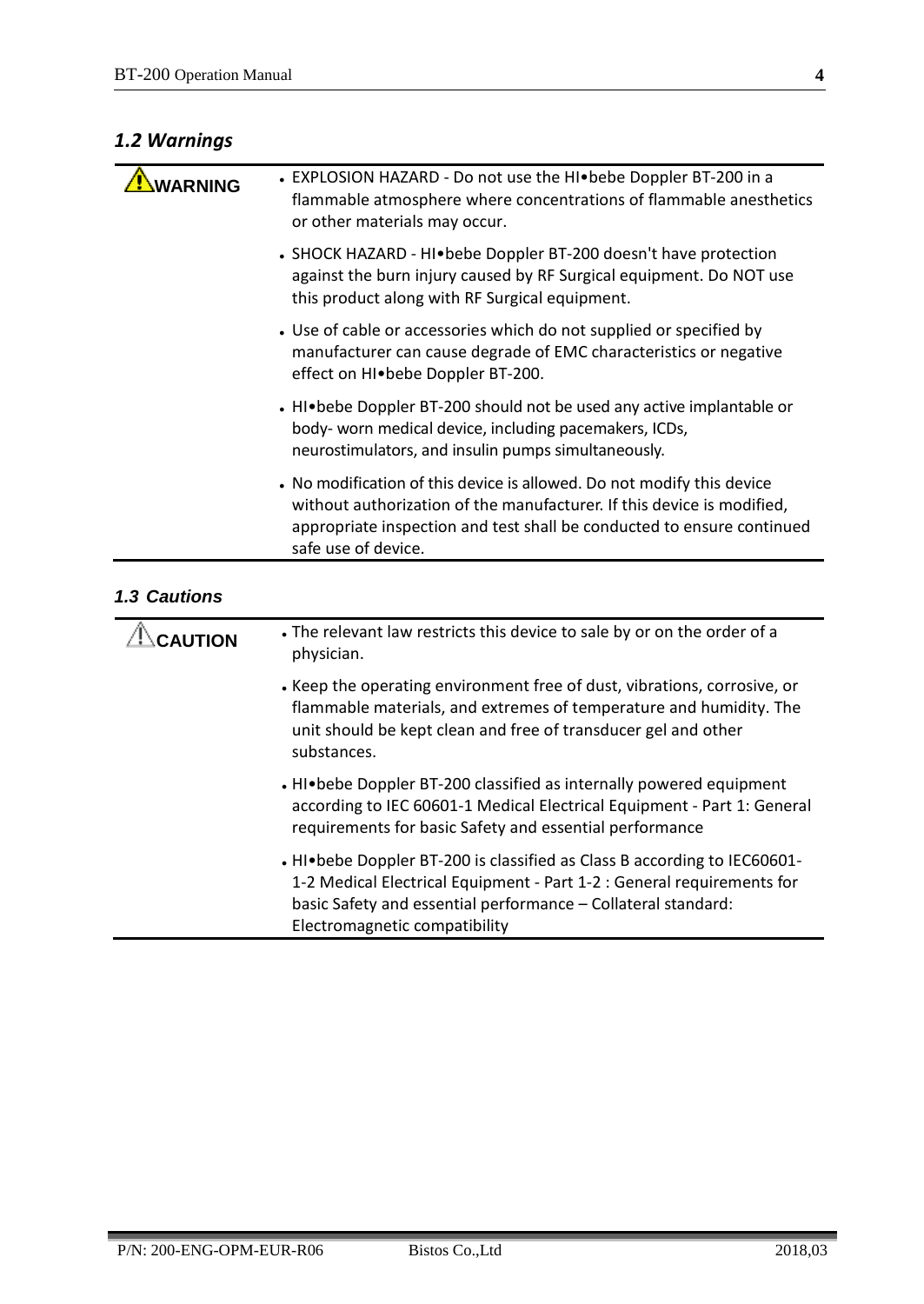## *1.2 Warnings*

| ⚠ **WARNING** | • EXPLOSION HAZARD - Do not use the HI•bebe Doppler BT-200 in a flammable atmosphere where concentrations of flammable anesthetics or other materials may occur. |
|---|---|
| | • SHOCK HAZARD - HI•bebe Doppler BT-200 doesn't have protection against the burn injury caused by RF Surgical equipment. Do NOT use this product along with RF Surgical equipment. |
| | • Use of cable or accessories which do not supplied or specified by manufacturer can cause degrade of EMC characteristics or negative effect on HI•bebe Doppler BT-200. |
| | • HI•bebe Doppler BT-200 should not be used any active implantable or body- worn medical device, including pacemakers, ICDs, neurostimulators, and insulin pumps simultaneously. |
| | • No modification of this device is allowed. Do not modify this device without authorization of the manufacturer. If this device is modified, appropriate inspection and test shall be conducted to ensure continued safe use of device. |

## *1.3 Cautions*

| ⚠ **CAUTION** | • The relevant law restricts this device to sale by or on the order of a physician. |
|---|---|
| | • Keep the operating environment free of dust, vibrations, corrosive, or flammable materials, and extremes of temperature and humidity. The unit should be kept clean and free of transducer gel and other substances. |
| | • HI•bebe Doppler BT-200 classified as internally powered equipment according to IEC 60601-1 Medical Electrical Equipment - Part 1: General requirements for basic Safety and essential performance |
| | • HI•bebe Doppler BT-200 is classified as Class B according to IEC60601-1-2 Medical Electrical Equipment - Part 1-2 : General requirements for basic Safety and essential performance – Collateral standard: Electromagnetic compatibility |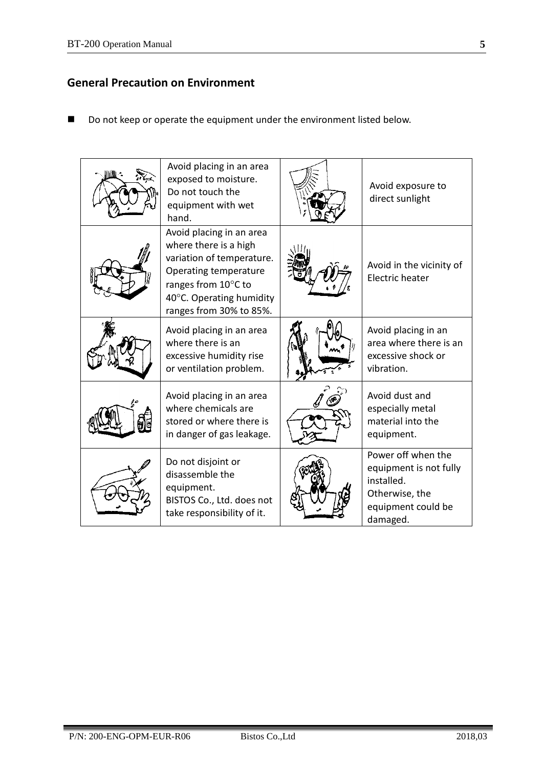## General Precaution on Environment

- Do not keep or operate the equipment under the environment listed below.

| | | | |
|---|---|---|---|
| | Avoid placing in an area exposed to moisture. Do not touch the equipment with wet hand. | | Avoid exposure to direct sunlight |
| | Avoid placing in an area where there is a high variation of temperature. Operating temperature ranges from 10°C to 40°C. Operating humidity ranges from 30% to 85%. | | Avoid in the vicinity of Electric heater |
| | Avoid placing in an area where there is an excessive humidity rise or ventilation problem. | | Avoid placing in an area where there is an excessive shock or vibration. |
| | Avoid placing in an area where chemicals are stored or where there is in danger of gas leakage. | | Avoid dust and especially metal material into the equipment. |
| | Do not disjoint or disassemble the equipment. BISTOS Co., Ltd. does not take responsibility of it. | | Power off when the equipment is not fully installed. Otherwise, the equipment could be damaged. |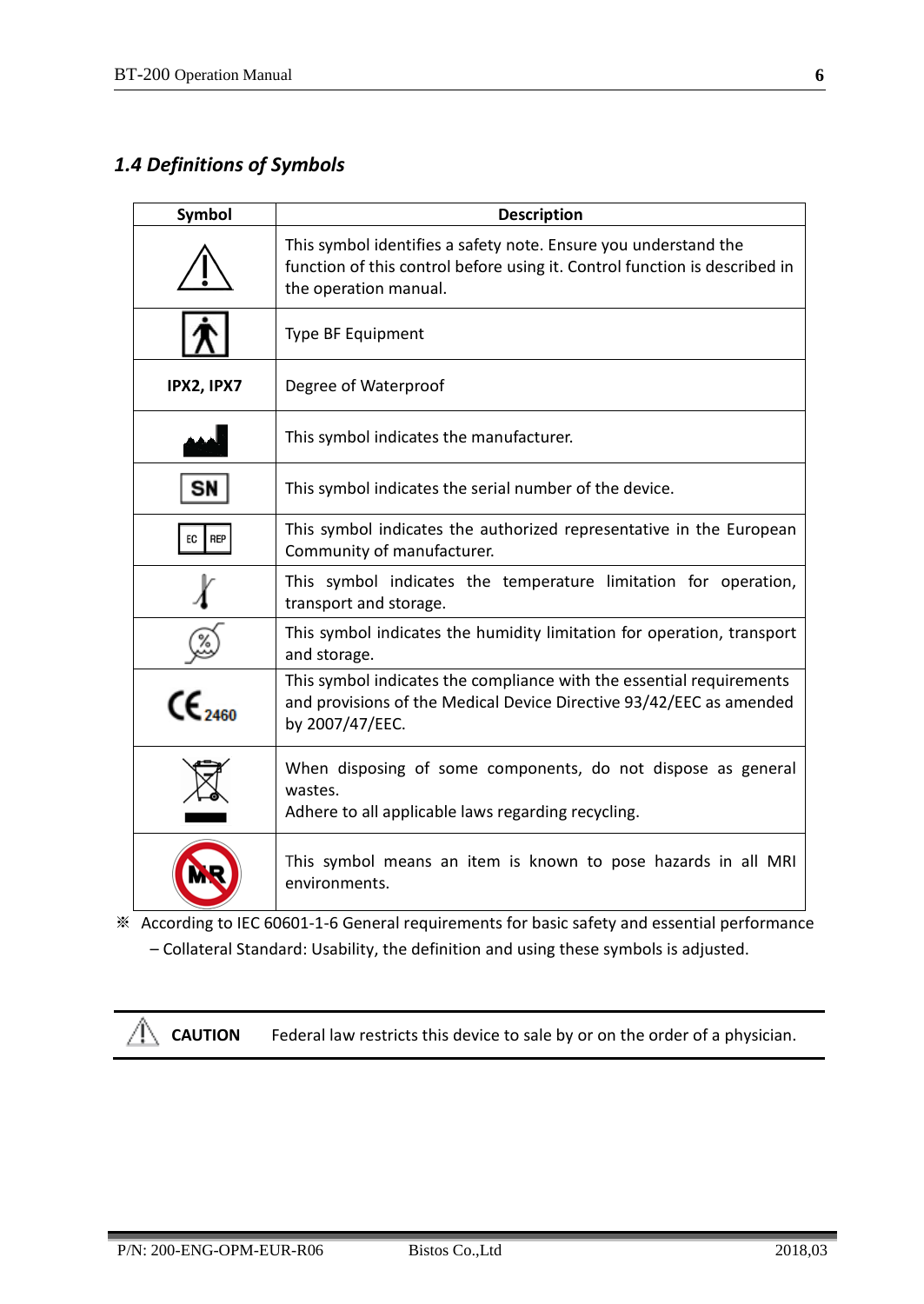## *1.4 Definitions of Symbols*

| Symbol | Description |
|---|---|
| ⚠ | This symbol identifies a safety note. Ensure you understand the function of this control before using it. Control function is described in the operation manual. |
|  | Type BF Equipment |
| **IPX2, IPX7** | Degree of Waterproof |
|  | This symbol indicates the manufacturer. |
| SN | This symbol indicates the serial number of the device. |
| EC REP | This symbol indicates the authorized representative in the European Community of manufacturer. |
|  | This symbol indicates the temperature limitation for operation, transport and storage. |
|  | This symbol indicates the humidity limitation for operation, transport and storage. |
| CE 2460 | This symbol indicates the compliance with the essential requirements and provisions of the Medical Device Directive 93/42/EEC as amended by 2007/47/EEC. |
|  | When disposing of some components, do not dispose as general wastes.<br>Adhere to all applicable laws regarding recycling. |
| MR | This symbol means an item is known to pose hazards in all MRI environments. |

※ According to IEC 60601-1-6 General requirements for basic safety and essential performance – Collateral Standard: Usability, the definition and using these symbols is adjusted.

⚠ **CAUTION** Federal law restricts this device to sale by or on the order of a physician.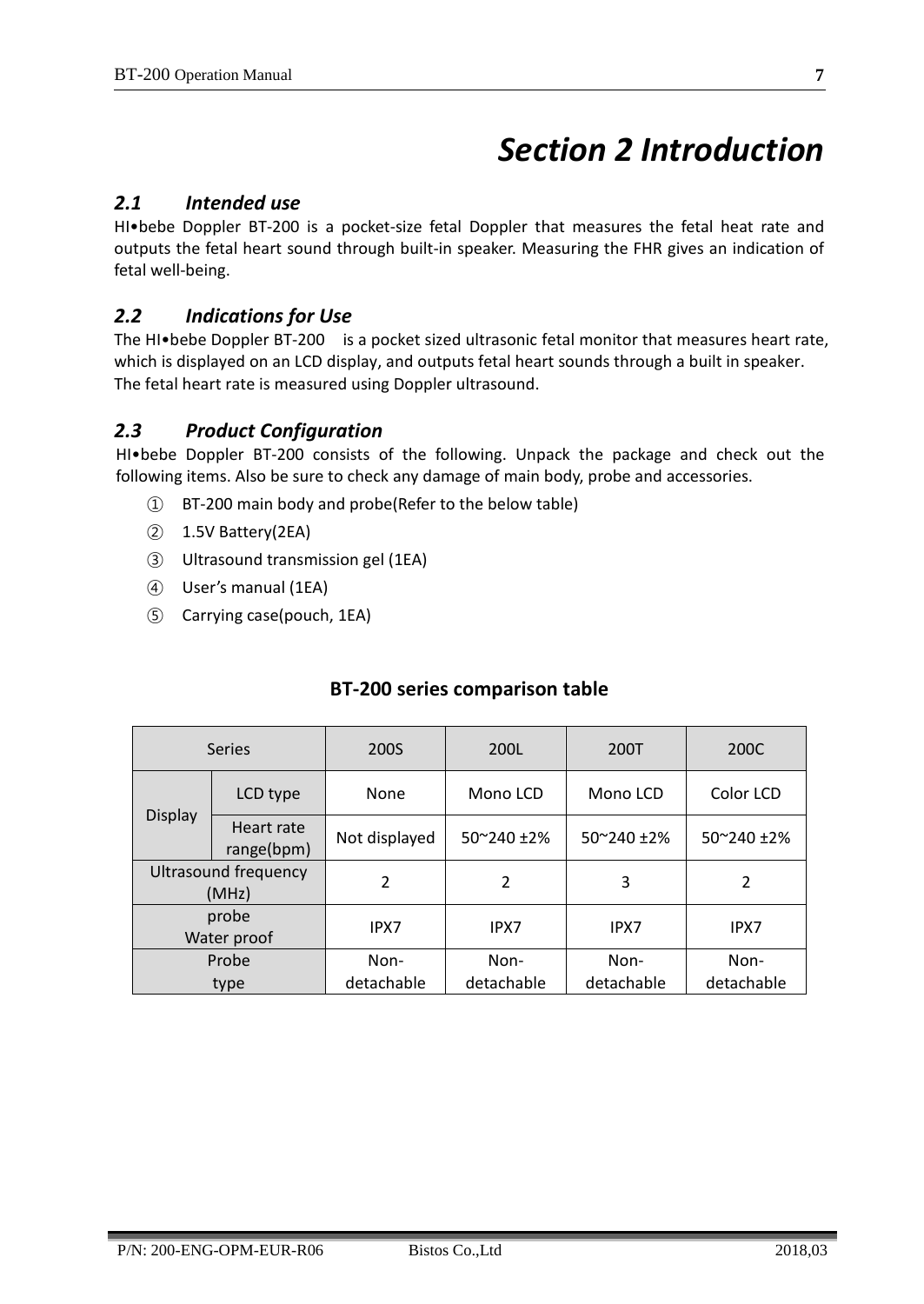# Section 2 Introduction

## 2.1 Intended use

HI•bebe Doppler BT-200 is a pocket-size fetal Doppler that measures the fetal heat rate and outputs the fetal heart sound through built-in speaker. Measuring the FHR gives an indication of fetal well-being.

## 2.2 Indications for Use

The HI•bebe Doppler BT-200 is a pocket sized ultrasonic fetal monitor that measures heart rate, which is displayed on an LCD display, and outputs fetal heart sounds through a built in speaker. The fetal heart rate is measured using Doppler ultrasound.

## 2.3 Product Configuration

HI•bebe Doppler BT-200 consists of the following. Unpack the package and check out the following items. Also be sure to check any damage of main body, probe and accessories.

① BT-200 main body and probe(Refer to the below table)

② 1.5V Battery(2EA)

③ Ultrasound transmission gel (1EA)

④ User's manual (1EA)

⑤ Carrying case(pouch, 1EA)

**BT-200 series comparison table**

| Series | | 200S | 200L | 200T | 200C |
|---|---|---|---|---|---|
| Display | LCD type | None | Mono LCD | Mono LCD | Color LCD |
| | Heart rate range(bpm) | Not displayed | 50~240 ±2% | 50~240 ±2% | 50~240 ±2% |
| Ultrasound frequency (MHz) | | 2 | 2 | 3 | 2 |
| probe Water proof | | IPX7 | IPX7 | IPX7 | IPX7 |
| Probe type | | Non-detachable | Non-detachable | Non-detachable | Non-detachable |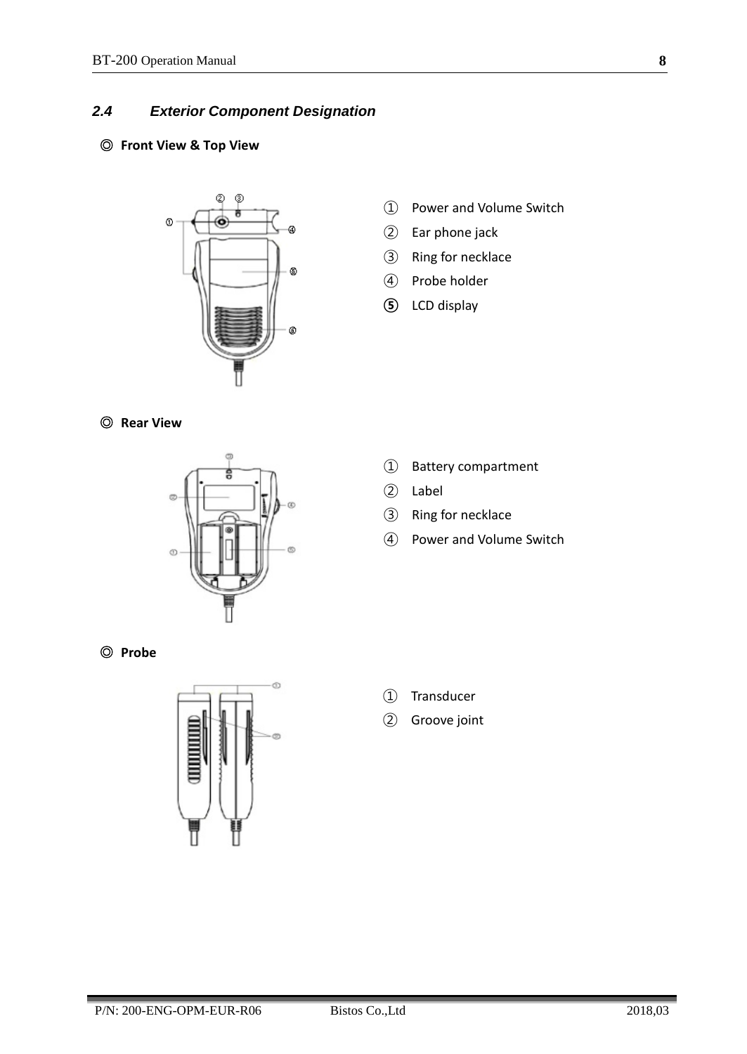## 2.4 *Exterior Component Designation*

◎ **Front View & Top View**

① Power and Volume Switch
② Ear phone jack
③ Ring for necklace
④ Probe holder
⑤ LCD display

◎ **Rear View**

① Battery compartment
② Label
③ Ring for necklace
④ Power and Volume Switch

◎ **Probe**

① Transducer
② Groove joint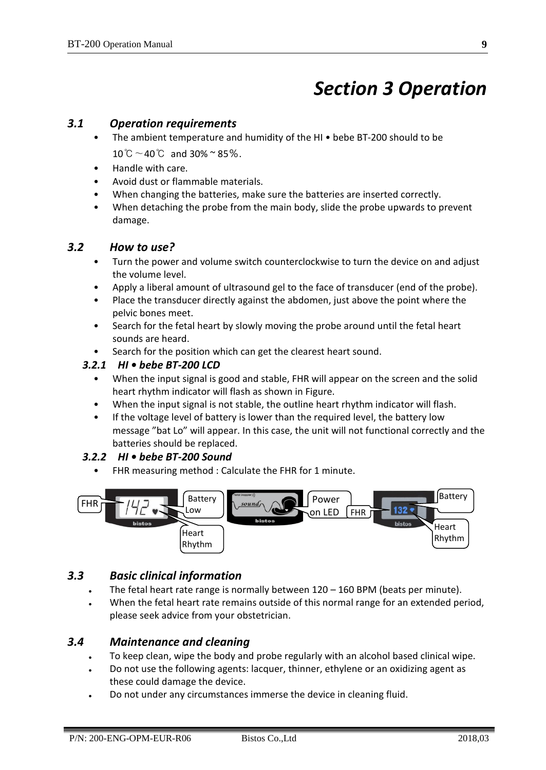# *Section 3 Operation*

## *3.1 Operation requirements*

- The ambient temperature and humidity of the HI • bebe BT-200 should to be 10℃ ~ 40℃ and 30% ~ 85%.
- Handle with care.
- Avoid dust or flammable materials.
- When changing the batteries, make sure the batteries are inserted correctly.
- When detaching the probe from the main body, slide the probe upwards to prevent damage.

## *3.2 How to use?*

- Turn the power and volume switch counterclockwise to turn the device on and adjust the volume level.
- Apply a liberal amount of ultrasound gel to the face of transducer (end of the probe).
- Place the transducer directly against the abdomen, just above the point where the pelvic bones meet.
- Search for the fetal heart by slowly moving the probe around until the fetal heart sounds are heard.
- Search for the position which can get the clearest heart sound.

### *3.2.1 HI • bebe BT-200 LCD*

- When the input signal is good and stable, FHR will appear on the screen and the solid heart rhythm indicator will flash as shown in Figure.
- When the input signal is not stable, the outline heart rhythm indicator will flash.
- If the voltage level of battery is lower than the required level, the battery low message "bat Lo" will appear. In this case, the unit will not functional correctly and the batteries should be replaced.

### *3.2.2 HI • bebe BT-200 Sound*

- FHR measuring method : Calculate the FHR for 1 minute.

## *3.3 Basic clinical information*

- The fetal heart rate range is normally between 120 – 160 BPM (beats per minute).
- When the fetal heart rate remains outside of this normal range for an extended period, please seek advice from your obstetrician.

## *3.4 Maintenance and cleaning*

- To keep clean, wipe the body and probe regularly with an alcohol based clinical wipe.
- Do not use the following agents: lacquer, thinner, ethylene or an oxidizing agent as these could damage the device.
- Do not under any circumstances immerse the device in cleaning fluid.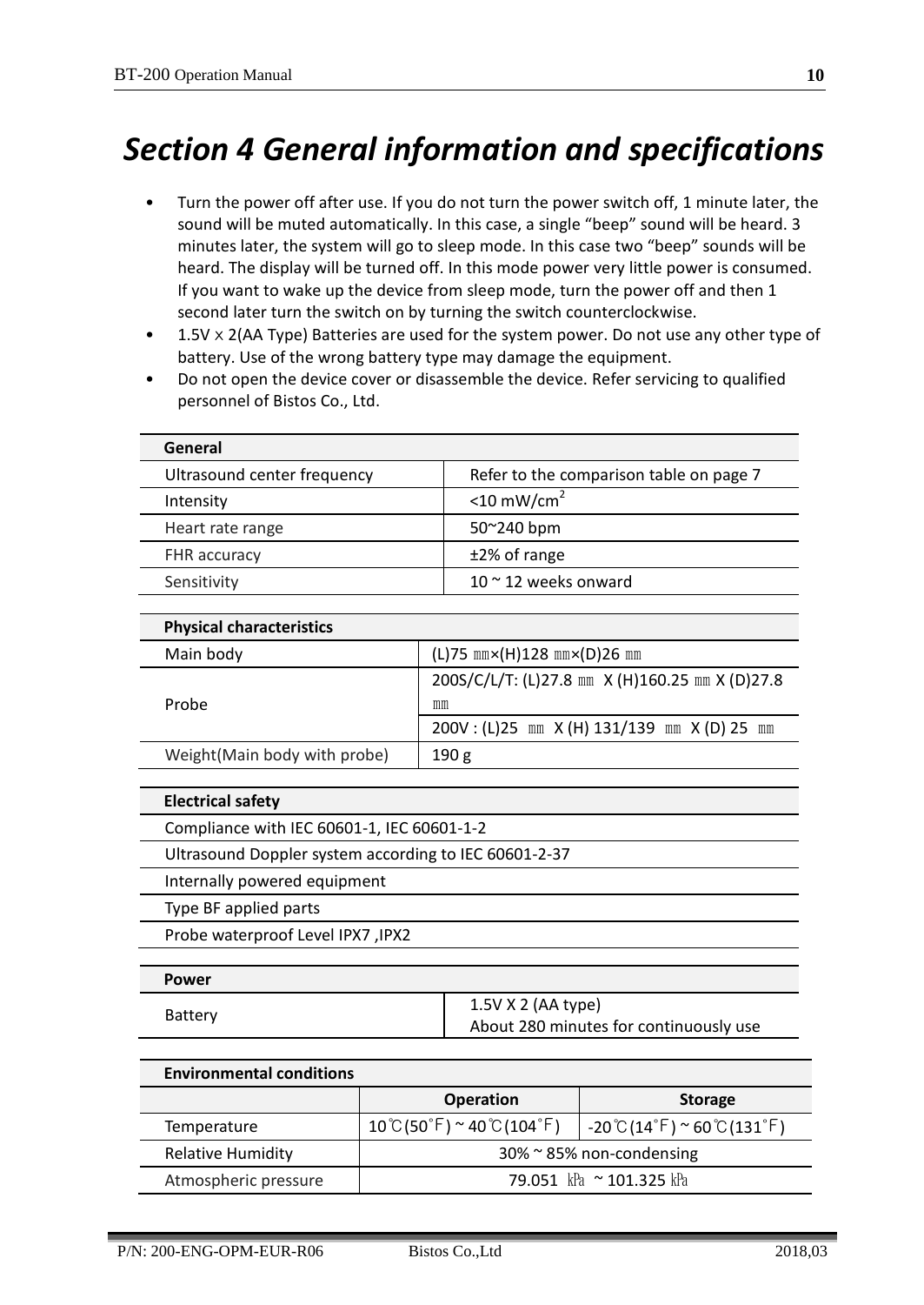# *Section 4 General information and specifications*

- Turn the power off after use. If you do not turn the power switch off, 1 minute later, the sound will be muted automatically. In this case, a single "beep" sound will be heard. 3 minutes later, the system will go to sleep mode. In this case two "beep" sounds will be heard. The display will be turned off. In this mode power very little power is consumed. If you want to wake up the device from sleep mode, turn the power off and then 1 second later turn the switch on by turning the switch counterclockwise.
- 1.5V x 2(AA Type) Batteries are used for the system power. Do not use any other type of battery. Use of the wrong battery type may damage the equipment.
- Do not open the device cover or disassemble the device. Refer servicing to qualified personnel of Bistos Co., Ltd.

| **General** | |
|---|---|
| Ultrasound center frequency | Refer to the comparison table on page 7 |
| Intensity | <10 mW/cm$^2$ |
| Heart rate range | 50~240 bpm |
| FHR accuracy | ±2% of range |
| Sensitivity | 10 ~ 12 weeks onward |

| **Physical characteristics** | |
|---|---|
| Main body | (L)75 ㎜×(H)128 ㎜×(D)26 ㎜ |
| Probe | 200S/C/L/T: (L)27.8 ㎜ X (H)160.25 ㎜ X (D)27.8 ㎜ |
| | 200V : (L)25 ㎜ X (H) 131/139 ㎜ X (D) 25 ㎜ |
| Weight(Main body with probe) | 190 g |

| **Electrical safety** |
|---|
| Compliance with IEC 60601-1, IEC 60601-1-2 |
| Ultrasound Doppler system according to IEC 60601-2-37 |
| Internally powered equipment |
| Type BF applied parts |
| Probe waterproof Level IPX7 ,IPX2 |

| **Power** | |
|---|---|
| Battery | 1.5V X 2 (AA type)<br>About 280 minutes for continuously use |

| **Environmental conditions** | | |
|---|---|---|
| | **Operation** | **Storage** |
| Temperature | 10℃(50˚F) ~ 40℃(104˚F) | -20℃(14˚F) ~ 60℃(131˚F) |
| Relative Humidity | 30% ~ 85% non-condensing | |
| Atmospheric pressure | 79.051 ㎪ ~ 101.325 ㎪ | |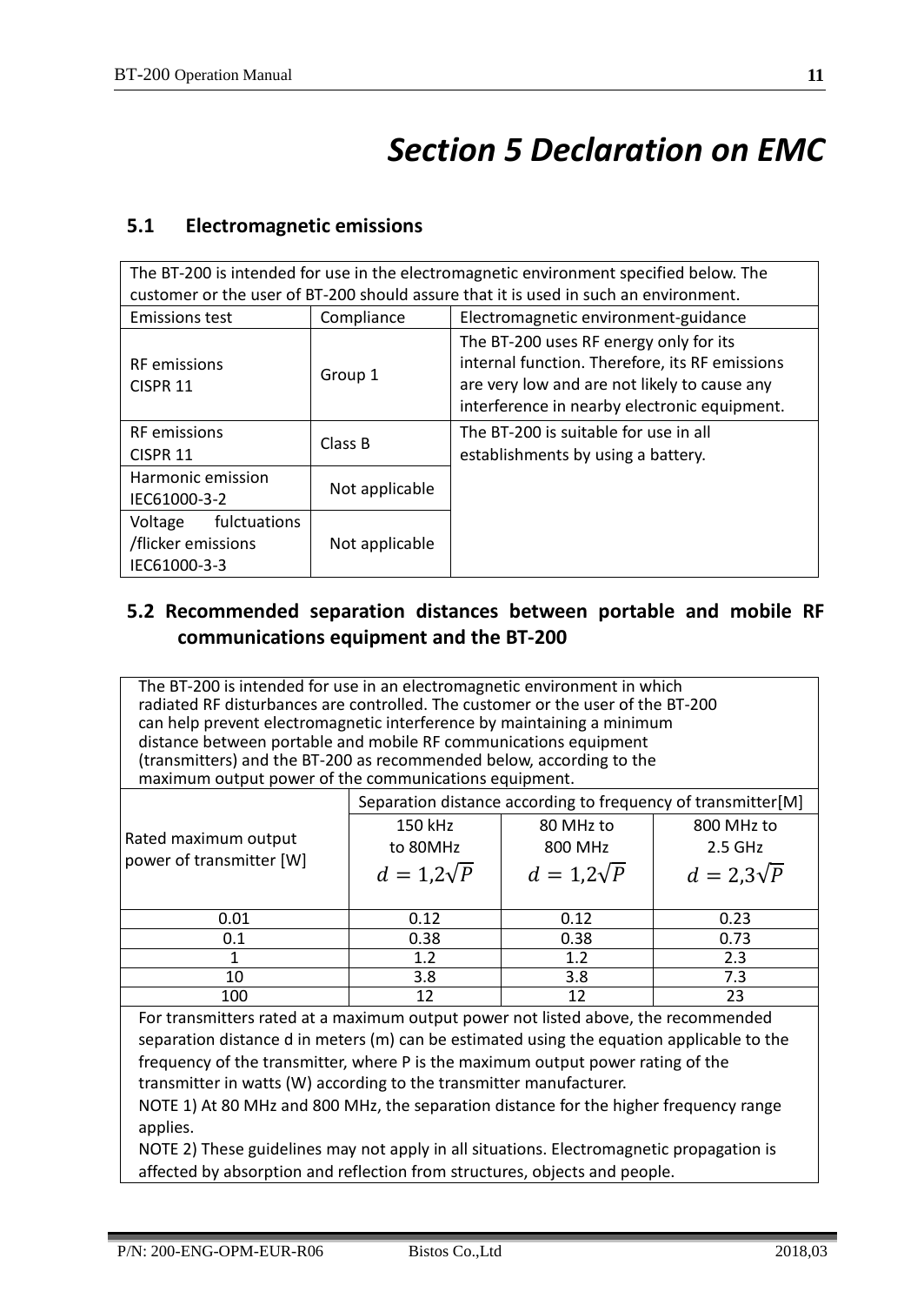# Section 5 Declaration on EMC

## 5.1 Electromagnetic emissions

| The BT-200 is intended for use in the electromagnetic environment specified below. The customer or the user of BT-200 should assure that it is used in such an environment. | | |
|---|---|---|
| Emissions test | Compliance | Electromagnetic environment-guidance |
| RF emissions CISPR 11 | Group 1 | The BT-200 uses RF energy only for its internal function. Therefore, its RF emissions are very low and are not likely to cause any interference in nearby electronic equipment. |
| RF emissions CISPR 11 | Class B | The BT-200 is suitable for use in all establishments by using a battery. |
| Harmonic emission IEC61000-3-2 | Not applicable | |
| Voltage fulctuations /flicker emissions IEC61000-3-3 | Not applicable | |

## 5.2 Recommended separation distances between portable and mobile RF communications equipment and the BT-200

The BT-200 is intended for use in an electromagnetic environment in which radiated RF disturbances are controlled. The customer or the user of the BT-200 can help prevent electromagnetic interference by maintaining a minimum distance between portable and mobile RF communications equipment (transmitters) and the BT-200 as recommended below, according to the maximum output power of the communications equipment.

| Rated maximum output power of transmitter [W] | Separation distance according to frequency of transmitter[M] | | |
|---|---|---|---|
| | 150 kHz to 80MHz $d = 1{,}2\sqrt{P}$ | 80 MHz to 800 MHz $d = 1{,}2\sqrt{P}$ | 800 MHz to 2.5 GHz $d = 2{,}3\sqrt{P}$ |
| 0.01 | 0.12 | 0.12 | 0.23 |
| 0.1 | 0.38 | 0.38 | 0.73 |
| 1 | 1.2 | 1.2 | 2.3 |
| 10 | 3.8 | 3.8 | 7.3 |
| 100 | 12 | 12 | 23 |

For transmitters rated at a maximum output power not listed above, the recommended separation distance d in meters (m) can be estimated using the equation applicable to the frequency of the transmitter, where P is the maximum output power rating of the transmitter in watts (W) according to the transmitter manufacturer.

NOTE 1) At 80 MHz and 800 MHz, the separation distance for the higher frequency range applies.

NOTE 2) These guidelines may not apply in all situations. Electromagnetic propagation is affected by absorption and reflection from structures, objects and people.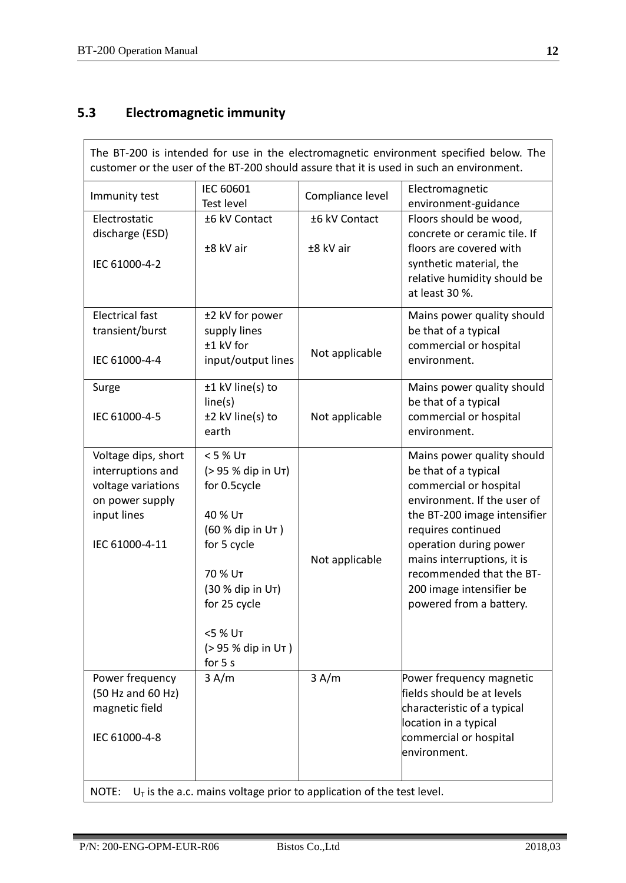## 5.3 Electromagnetic immunity

| The BT-200 is intended for use in the electromagnetic environment specified below. The customer or the user of the BT-200 should assure that it is used in such an environment. | | | |
|---|---|---|---|
| Immunity test | IEC 60601 Test level | Compliance level | Electromagnetic environment-guidance |
| Electrostatic discharge (ESD)<br><br>IEC 61000-4-2 | ±6 kV Contact<br><br>±8 kV air | ±6 kV Contact<br><br>±8 kV air | Floors should be wood, concrete or ceramic tile. If floors are covered with synthetic material, the relative humidity should be at least 30 %. |
| Electrical fast transient/burst<br><br>IEC 61000-4-4 | ±2 kV for power supply lines<br>±1 kV for input/output lines | Not applicable | Mains power quality should be that of a typical commercial or hospital environment. |
| Surge<br><br>IEC 61000-4-5 | ±1 kV line(s) to line(s)<br>±2 kV line(s) to earth | Not applicable | Mains power quality should be that of a typical commercial or hospital environment. |
| Voltage dips, short interruptions and voltage variations on power supply input lines<br><br>IEC 61000-4-11 | < 5 % $U_T$<br>(> 95 % dip in $U_T$)<br>for 0.5cycle<br><br>40 % $U_T$<br>(60 % dip in $U_T$ )<br>for 5 cycle<br><br>70 % $U_T$<br>(30 % dip in $U_T$)<br>for 25 cycle<br><br><5 % $U_T$<br>(> 95 % dip in $U_T$ )<br>for 5 s | Not applicable | Mains power quality should be that of a typical commercial or hospital environment. If the user of the BT-200 image intensifier requires continued operation during power mains interruptions, it is recommended that the BT-200 image intensifier be powered from a battery. |
| Power frequency (50 Hz and 60 Hz) magnetic field<br><br>IEC 61000-4-8 | 3 A/m | 3 A/m | Power frequency magnetic fields should be at levels characteristic of a typical location in a typical commercial or hospital environment. |
| NOTE: $U_T$ is the a.c. mains voltage prior to application of the test level. | | | |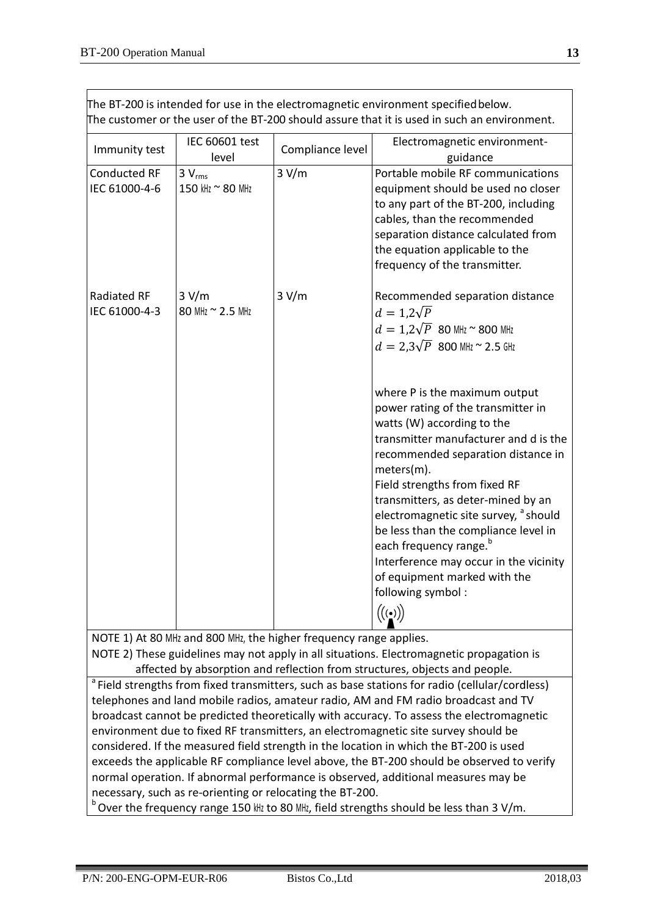The BT-200 is intended for use in the electromagnetic environment specified below.
The customer or the user of the BT-200 should assure that it is used in such an environment.

| Immunity test | IEC 60601 test level | Compliance level | Electromagnetic environment-guidance |
|---|---|---|---|
| Conducted RF IEC 61000-4-6 | 3 $V_{rms}$ 150 ㎑ ~ 80 ㎒ | 3 V/m | Portable mobile RF communications equipment should be used no closer to any part of the BT-200, including cables, than the recommended separation distance calculated from the equation applicable to the frequency of the transmitter. |
| Radiated RF IEC 61000-4-3 | 3 V/m 80 ㎒ ~ 2.5 ㎒ | 3 V/m | Recommended separation distance $d = 1{,}2\sqrt{P}$ $d = 1{,}2\sqrt{P}$ 80 ㎒ ~ 800 ㎒ $d = 2{,}3\sqrt{P}$ 800 ㎒ ~ 2.5 ㎓ <br><br> where P is the maximum output power rating of the transmitter in watts (W) according to the transmitter manufacturer and d is the recommended separation distance in meters(m). Field strengths from fixed RF transmitters, as deter-mined by an electromagnetic site survey, [a] should be less than the compliance level in each frequency range.[b] Interference may occur in the vicinity of equipment marked with the following symbol : |

NOTE 1) At 80 ㎒ and 800 ㎒, the higher frequency range applies.
NOTE 2) These guidelines may not apply in all situations. Electromagnetic propagation is affected by absorption and reflection from structures, objects and people.

[a] Field strengths from fixed transmitters, such as base stations for radio (cellular/cordless) telephones and land mobile radios, amateur radio, AM and FM radio broadcast and TV broadcast cannot be predicted theoretically with accuracy. To assess the electromagnetic environment due to fixed RF transmitters, an electromagnetic site survey should be considered. If the measured field strength in the location in which the BT-200 is used exceeds the applicable RF compliance level above, the BT-200 should be observed to verify normal operation. If abnormal performance is observed, additional measures may be necessary, such as re-orienting or relocating the BT-200.

[b] Over the frequency range 150 ㎑ to 80 ㎒, field strengths should be less than 3 V/m.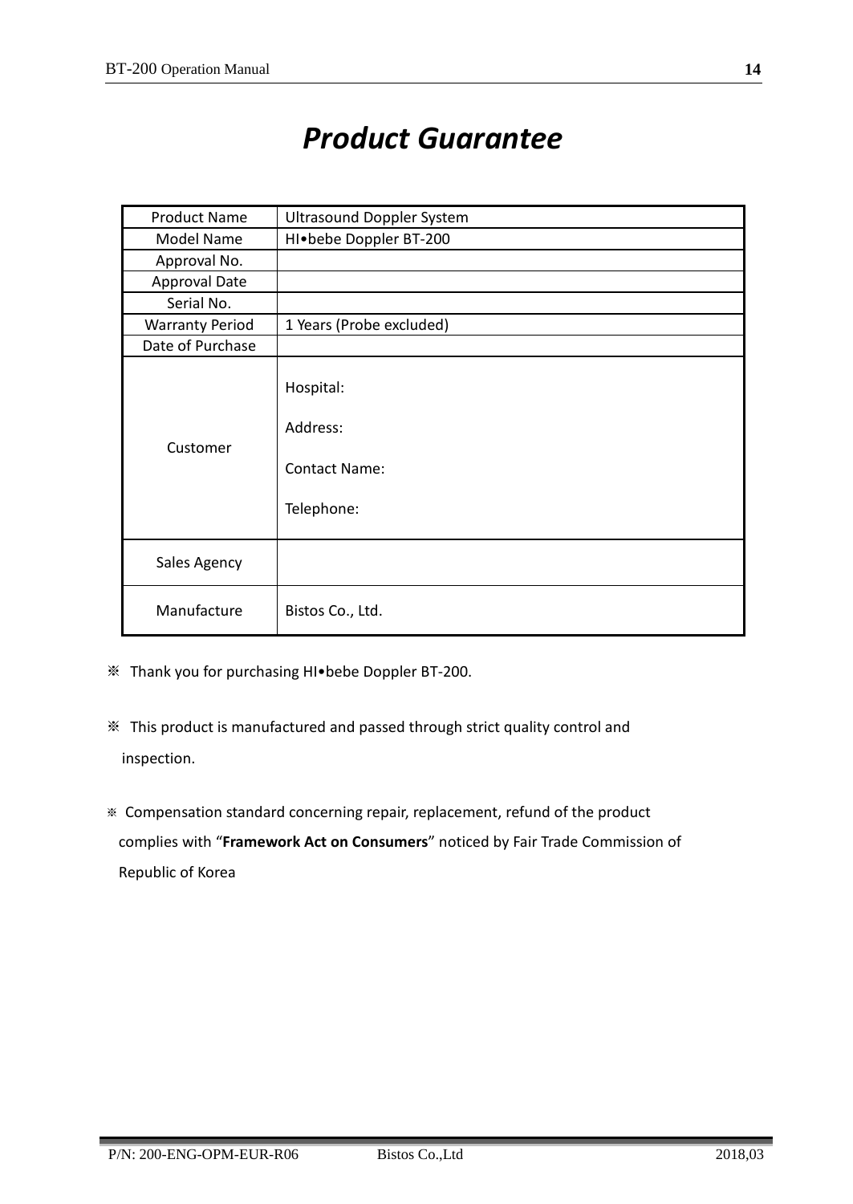# *Product Guarantee*

| Product Name | Ultrasound Doppler System |
|---|---|
| Model Name | HI•bebe Doppler BT-200 |
| Approval No. | |
| Approval Date | |
| Serial No. | |
| Warranty Period | 1 Years (Probe excluded) |
| Date of Purchase | |
| Customer | Hospital:<br><br>Address:<br><br>Contact Name:<br><br>Telephone: |
| Sales Agency | |
| Manufacture | Bistos Co., Ltd. |

※ Thank you for purchasing HI•bebe Doppler BT-200.

※ This product is manufactured and passed through strict quality control and inspection.

※ Compensation standard concerning repair, replacement, refund of the product complies with "**Framework Act on Consumers**" noticed by Fair Trade Commission of Republic of Korea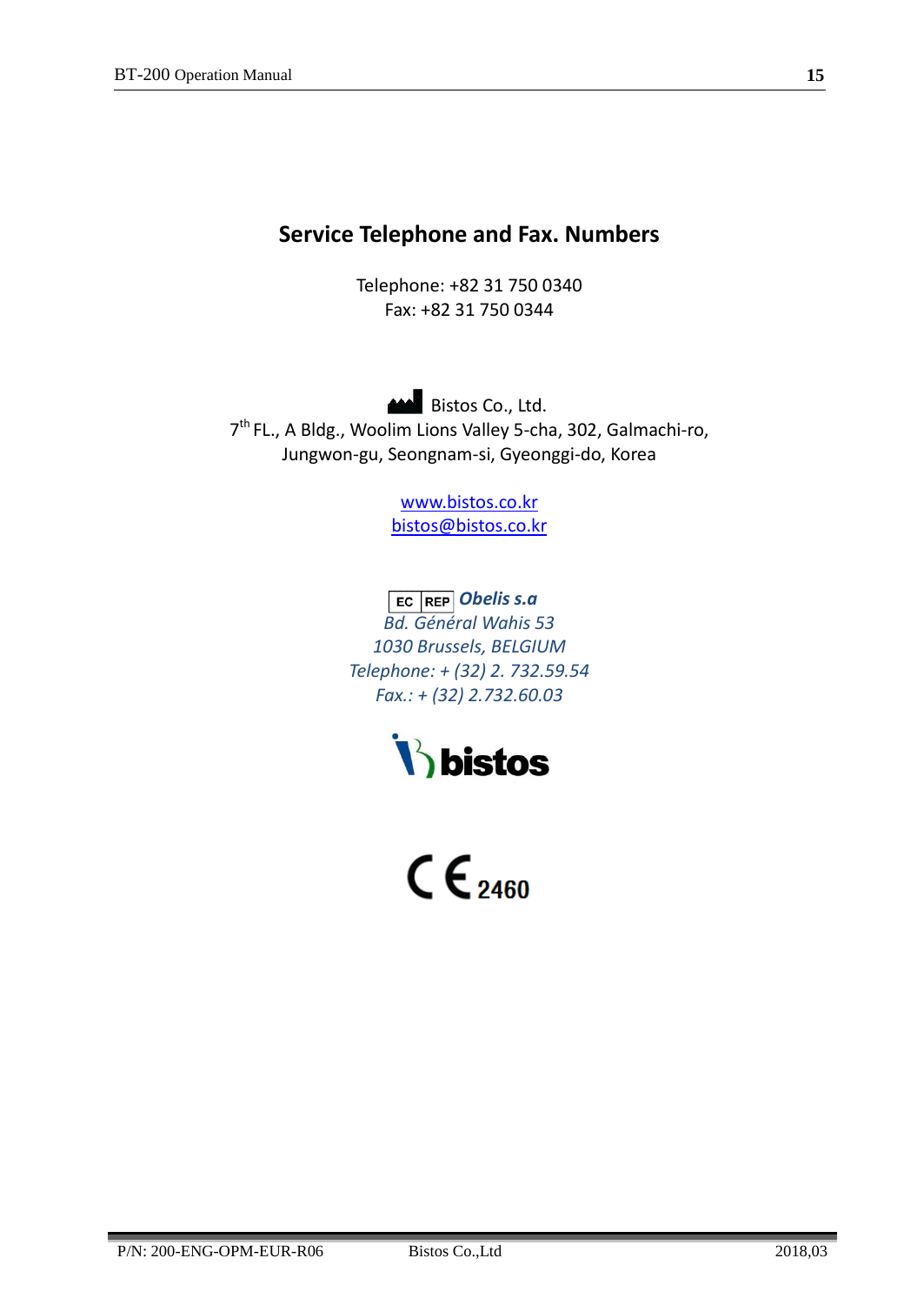## Service Telephone and Fax. Numbers

Telephone: +82 31 750 0340
Fax: +82 31 750 0344

Bistos Co., Ltd.
7th FL., A Bldg., Woolim Lions Valley 5-cha, 302, Galmachi-ro,
Jungwon-gu, Seongnam-si, Gyeonggi-do, Korea

www.bistos.co.kr
bistos@bistos.co.kr

EC REP ***Obelis s.a***
*Bd. Général Wahis 53*
*1030 Brussels, BELGIUM*
*Telephone: + (32) 2. 732.59.54*
*Fax.: + (32) 2.732.60.03*

bistos

CE 2460